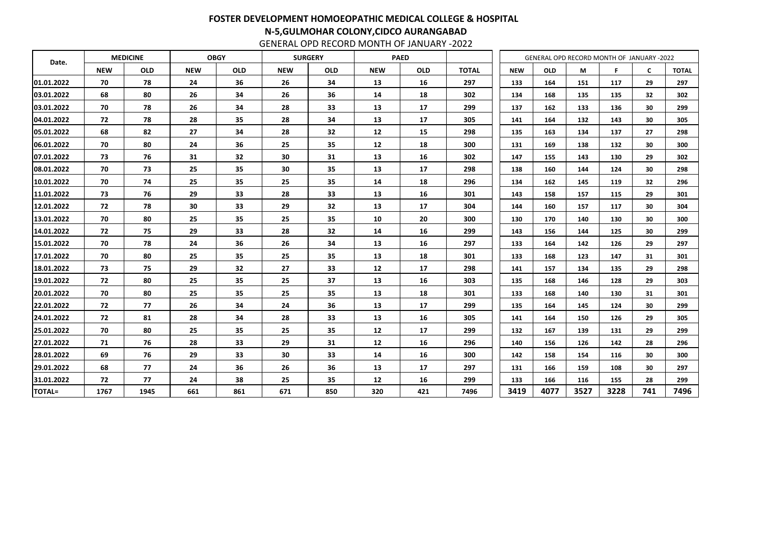# FOSTER DEVELOPMENT HOMOEOPATHIC MEDICAL COLLEGE & HOSPITAL

## N-5,GULMOHAR COLONY,CIDCO AURANGABAD

GENERAL OPD RECORD MONTH OF JANUARY -2022

| Date. | MEDICINE | | OBGY | | SURGERY | | PAED | | |
|---|---|---|---|---|---|---|---|---|---|
| | NEW | OLD | NEW | OLD | NEW | OLD | NEW | OLD | TOTAL |
| 01.01.2022 | 70 | 78 | 24 | 36 | 26 | 34 | 13 | 16 | 297 |
| 03.01.2022 | 68 | 80 | 26 | 34 | 26 | 36 | 14 | 18 | 302 |
| 03.01.2022 | 70 | 78 | 26 | 34 | 28 | 33 | 13 | 17 | 299 |
| 04.01.2022 | 72 | 78 | 28 | 35 | 28 | 34 | 13 | 17 | 305 |
| 05.01.2022 | 68 | 82 | 27 | 34 | 28 | 32 | 12 | 15 | 298 |
| 06.01.2022 | 70 | 80 | 24 | 36 | 25 | 35 | 12 | 18 | 300 |
| 07.01.2022 | 73 | 76 | 31 | 32 | 30 | 31 | 13 | 16 | 302 |
| 08.01.2022 | 70 | 73 | 25 | 35 | 30 | 35 | 13 | 17 | 298 |
| 10.01.2022 | 70 | 74 | 25 | 35 | 25 | 35 | 14 | 18 | 296 |
| 11.01.2022 | 73 | 76 | 29 | 33 | 28 | 33 | 13 | 16 | 301 |
| 12.01.2022 | 72 | 78 | 30 | 33 | 29 | 32 | 13 | 17 | 304 |
| 13.01.2022 | 70 | 80 | 25 | 35 | 25 | 35 | 10 | 20 | 300 |
| 14.01.2022 | 72 | 75 | 29 | 33 | 28 | 32 | 14 | 16 | 299 |
| 15.01.2022 | 70 | 78 | 24 | 36 | 26 | 34 | 13 | 16 | 297 |
| 17.01.2022 | 70 | 80 | 25 | 35 | 25 | 35 | 13 | 18 | 301 |
| 18.01.2022 | 73 | 75 | 29 | 32 | 27 | 33 | 12 | 17 | 298 |
| 19.01.2022 | 72 | 80 | 25 | 35 | 25 | 37 | 13 | 16 | 303 |
| 20.01.2022 | 70 | 80 | 25 | 35 | 25 | 35 | 13 | 18 | 301 |
| 22.01.2022 | 72 | 77 | 26 | 34 | 24 | 36 | 13 | 17 | 299 |
| 24.01.2022 | 72 | 81 | 28 | 34 | 28 | 33 | 13 | 16 | 305 |
| 25.01.2022 | 70 | 80 | 25 | 35 | 25 | 35 | 12 | 17 | 299 |
| 27.01.2022 | 71 | 76 | 28 | 33 | 29 | 31 | 12 | 16 | 296 |
| 28.01.2022 | 69 | 76 | 29 | 33 | 30 | 33 | 14 | 16 | 300 |
| 29.01.2022 | 68 | 77 | 24 | 36 | 26 | 36 | 13 | 17 | 297 |
| 31.01.2022 | 72 | 77 | 24 | 38 | 25 | 35 | 12 | 16 | 299 |
| TOTAL= | 1767 | 1945 | 661 | 861 | 671 | 850 | 320 | 421 | 7496 |

| GENERAL OPD RECORD MONTH OF JANUARY -2022 | | | | | |
|---|---|---|---|---|---|
| NEW | OLD | M | F | C | TOTAL |
| 133 | 164 | 151 | 117 | 29 | 297 |
| 134 | 168 | 135 | 135 | 32 | 302 |
| 137 | 162 | 133 | 136 | 30 | 299 |
| 141 | 164 | 132 | 143 | 30 | 305 |
| 135 | 163 | 134 | 137 | 27 | 298 |
| 131 | 169 | 138 | 132 | 30 | 300 |
| 147 | 155 | 143 | 130 | 29 | 302 |
| 138 | 160 | 144 | 124 | 30 | 298 |
| 134 | 162 | 145 | 119 | 32 | 296 |
| 143 | 158 | 157 | 115 | 29 | 301 |
| 144 | 160 | 157 | 117 | 30 | 304 |
| 130 | 170 | 140 | 130 | 30 | 300 |
| 143 | 156 | 144 | 125 | 30 | 299 |
| 133 | 164 | 142 | 126 | 29 | 297 |
| 133 | 168 | 123 | 147 | 31 | 301 |
| 141 | 157 | 134 | 135 | 29 | 298 |
| 135 | 168 | 146 | 128 | 29 | 303 |
| 133 | 168 | 140 | 130 | 31 | 301 |
| 135 | 164 | 145 | 124 | 30 | 299 |
| 141 | 164 | 150 | 126 | 29 | 305 |
| 132 | 167 | 139 | 131 | 29 | 299 |
| 140 | 156 | 126 | 142 | 28 | 296 |
| 142 | 158 | 154 | 116 | 30 | 300 |
| 131 | 166 | 159 | 108 | 30 | 297 |
| 133 | 166 | 116 | 155 | 28 | 299 |
| 3419 | 4077 | 3527 | 3228 | 741 | 7496 |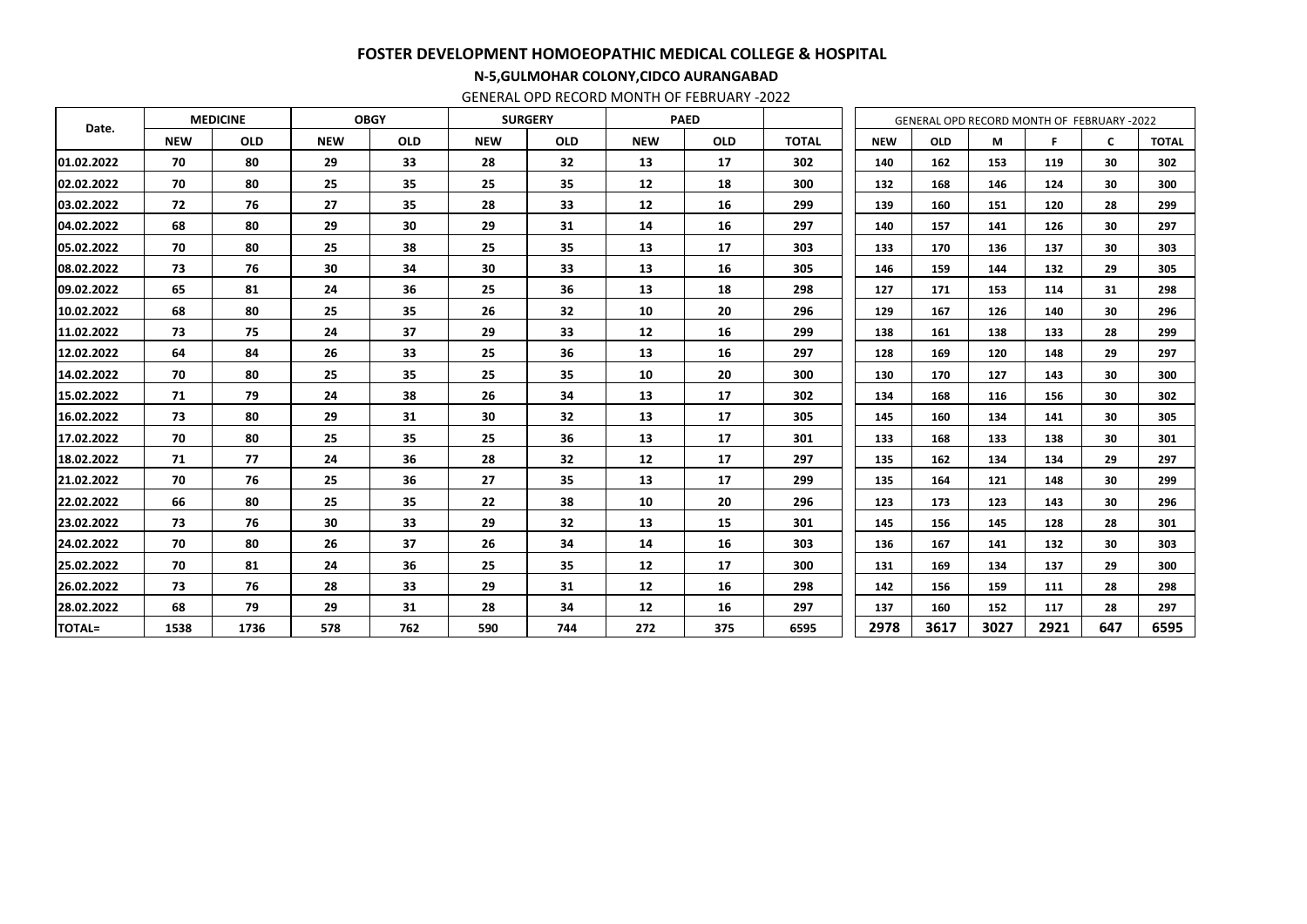# FOSTER DEVELOPMENT HOMOEOPATHIC MEDICAL COLLEGE & HOSPITAL

## N-5,GULMOHAR COLONY,CIDCO AURANGABAD

GENERAL OPD RECORD MONTH OF FEBRUARY -2022

| Date. | MEDICINE | | OBGY | | SURGERY | | PAED | | |
|---|---|---|---|---|---|---|---|---|---|
| | NEW | OLD | NEW | OLD | NEW | OLD | NEW | OLD | TOTAL |
| 01.02.2022 | 70 | 80 | 29 | 33 | 28 | 32 | 13 | 17 | 302 |
| 02.02.2022 | 70 | 80 | 25 | 35 | 25 | 35 | 12 | 18 | 300 |
| 03.02.2022 | 72 | 76 | 27 | 35 | 28 | 33 | 12 | 16 | 299 |
| 04.02.2022 | 68 | 80 | 29 | 30 | 29 | 31 | 14 | 16 | 297 |
| 05.02.2022 | 70 | 80 | 25 | 38 | 25 | 35 | 13 | 17 | 303 |
| 08.02.2022 | 73 | 76 | 30 | 34 | 30 | 33 | 13 | 16 | 305 |
| 09.02.2022 | 65 | 81 | 24 | 36 | 25 | 36 | 13 | 18 | 298 |
| 10.02.2022 | 68 | 80 | 25 | 35 | 26 | 32 | 10 | 20 | 296 |
| 11.02.2022 | 73 | 75 | 24 | 37 | 29 | 33 | 12 | 16 | 299 |
| 12.02.2022 | 64 | 84 | 26 | 33 | 25 | 36 | 13 | 16 | 297 |
| 14.02.2022 | 70 | 80 | 25 | 35 | 25 | 35 | 10 | 20 | 300 |
| 15.02.2022 | 71 | 79 | 24 | 38 | 26 | 34 | 13 | 17 | 302 |
| 16.02.2022 | 73 | 80 | 29 | 31 | 30 | 32 | 13 | 17 | 305 |
| 17.02.2022 | 70 | 80 | 25 | 35 | 25 | 36 | 13 | 17 | 301 |
| 18.02.2022 | 71 | 77 | 24 | 36 | 28 | 32 | 12 | 17 | 297 |
| 21.02.2022 | 70 | 76 | 25 | 36 | 27 | 35 | 13 | 17 | 299 |
| 22.02.2022 | 66 | 80 | 25 | 35 | 22 | 38 | 10 | 20 | 296 |
| 23.02.2022 | 73 | 76 | 30 | 33 | 29 | 32 | 13 | 15 | 301 |
| 24.02.2022 | 70 | 80 | 26 | 37 | 26 | 34 | 14 | 16 | 303 |
| 25.02.2022 | 70 | 81 | 24 | 36 | 25 | 35 | 12 | 17 | 300 |
| 26.02.2022 | 73 | 76 | 28 | 33 | 29 | 31 | 12 | 16 | 298 |
| 28.02.2022 | 68 | 79 | 29 | 31 | 28 | 34 | 12 | 16 | 297 |
| TOTAL= | 1538 | 1736 | 578 | 762 | 590 | 744 | 272 | 375 | 6595 |

| GENERAL OPD RECORD MONTH OF FEBRUARY -2022 | | | | | |
|---|---|---|---|---|---|
| NEW | OLD | M | F | C | TOTAL |
| 140 | 162 | 153 | 119 | 30 | 302 |
| 132 | 168 | 146 | 124 | 30 | 300 |
| 139 | 160 | 151 | 120 | 28 | 299 |
| 140 | 157 | 141 | 126 | 30 | 297 |
| 133 | 170 | 136 | 137 | 30 | 303 |
| 146 | 159 | 144 | 132 | 29 | 305 |
| 127 | 171 | 153 | 114 | 31 | 298 |
| 129 | 167 | 126 | 140 | 30 | 296 |
| 138 | 161 | 138 | 133 | 28 | 299 |
| 128 | 169 | 120 | 148 | 29 | 297 |
| 130 | 170 | 127 | 143 | 30 | 300 |
| 134 | 168 | 116 | 156 | 30 | 302 |
| 145 | 160 | 134 | 141 | 30 | 305 |
| 133 | 168 | 133 | 138 | 30 | 301 |
| 135 | 162 | 134 | 134 | 29 | 297 |
| 135 | 164 | 121 | 148 | 30 | 299 |
| 123 | 173 | 123 | 143 | 30 | 296 |
| 145 | 156 | 145 | 128 | 28 | 301 |
| 136 | 167 | 141 | 132 | 30 | 303 |
| 131 | 169 | 134 | 137 | 29 | 300 |
| 142 | 156 | 159 | 111 | 28 | 298 |
| 137 | 160 | 152 | 117 | 28 | 297 |
| 2978 | 3617 | 3027 | 2921 | 647 | 6595 |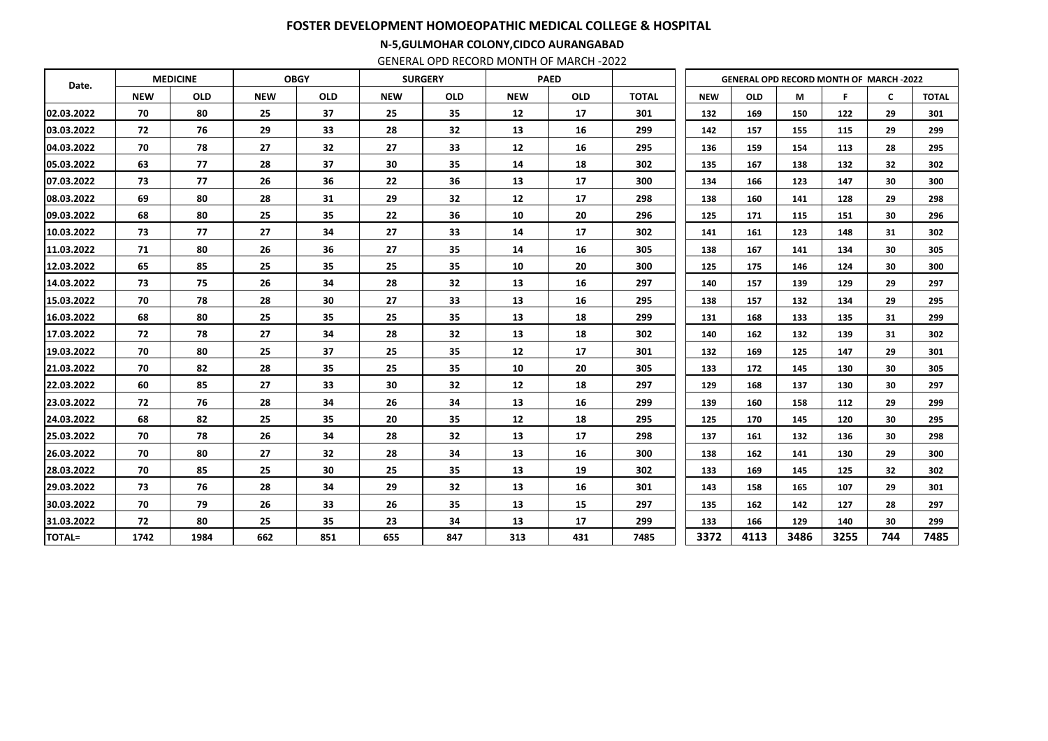# FOSTER DEVELOPMENT HOMOEOPATHIC MEDICAL COLLEGE & HOSPITAL

## N-5,GULMOHAR COLONY,CIDCO AURANGABAD

GENERAL OPD RECORD MONTH OF MARCH -2022

| Date. | MEDICINE | | OBGY | | SURGERY | | PAED | | | GENERAL OPD RECORD MONTH OF MARCH -2022 | | | | | |
|---|---|---|---|---|---|---|---|---|---|---|---|---|---|---|---|
| | NEW | OLD | NEW | OLD | NEW | OLD | NEW | OLD | TOTAL | NEW | OLD | M | F | C | TOTAL |
| 02.03.2022 | 70 | 80 | 25 | 37 | 25 | 35 | 12 | 17 | 301 | 132 | 169 | 150 | 122 | 29 | 301 |
| 03.03.2022 | 72 | 76 | 29 | 33 | 28 | 32 | 13 | 16 | 299 | 142 | 157 | 155 | 115 | 29 | 299 |
| 04.03.2022 | 70 | 78 | 27 | 32 | 27 | 33 | 12 | 16 | 295 | 136 | 159 | 154 | 113 | 28 | 295 |
| 05.03.2022 | 63 | 77 | 28 | 37 | 30 | 35 | 14 | 18 | 302 | 135 | 167 | 138 | 132 | 32 | 302 |
| 07.03.2022 | 73 | 77 | 26 | 36 | 22 | 36 | 13 | 17 | 300 | 134 | 166 | 123 | 147 | 30 | 300 |
| 08.03.2022 | 69 | 80 | 28 | 31 | 29 | 32 | 12 | 17 | 298 | 138 | 160 | 141 | 128 | 29 | 298 |
| 09.03.2022 | 68 | 80 | 25 | 35 | 22 | 36 | 10 | 20 | 296 | 125 | 171 | 115 | 151 | 30 | 296 |
| 10.03.2022 | 73 | 77 | 27 | 34 | 27 | 33 | 14 | 17 | 302 | 141 | 161 | 123 | 148 | 31 | 302 |
| 11.03.2022 | 71 | 80 | 26 | 36 | 27 | 35 | 14 | 16 | 305 | 138 | 167 | 141 | 134 | 30 | 305 |
| 12.03.2022 | 65 | 85 | 25 | 35 | 25 | 35 | 10 | 20 | 300 | 125 | 175 | 146 | 124 | 30 | 300 |
| 14.03.2022 | 73 | 75 | 26 | 34 | 28 | 32 | 13 | 16 | 297 | 140 | 157 | 139 | 129 | 29 | 297 |
| 15.03.2022 | 70 | 78 | 28 | 30 | 27 | 33 | 13 | 16 | 295 | 138 | 157 | 132 | 134 | 29 | 295 |
| 16.03.2022 | 68 | 80 | 25 | 35 | 25 | 35 | 13 | 18 | 299 | 131 | 168 | 133 | 135 | 31 | 299 |
| 17.03.2022 | 72 | 78 | 27 | 34 | 28 | 32 | 13 | 18 | 302 | 140 | 162 | 132 | 139 | 31 | 302 |
| 19.03.2022 | 70 | 80 | 25 | 37 | 25 | 35 | 12 | 17 | 301 | 132 | 169 | 125 | 147 | 29 | 301 |
| 21.03.2022 | 70 | 82 | 28 | 35 | 25 | 35 | 10 | 20 | 305 | 133 | 172 | 145 | 130 | 30 | 305 |
| 22.03.2022 | 60 | 85 | 27 | 33 | 30 | 32 | 12 | 18 | 297 | 129 | 168 | 137 | 130 | 30 | 297 |
| 23.03.2022 | 72 | 76 | 28 | 34 | 26 | 34 | 13 | 16 | 299 | 139 | 160 | 158 | 112 | 29 | 299 |
| 24.03.2022 | 68 | 82 | 25 | 35 | 20 | 35 | 12 | 18 | 295 | 125 | 170 | 145 | 120 | 30 | 295 |
| 25.03.2022 | 70 | 78 | 26 | 34 | 28 | 32 | 13 | 17 | 298 | 137 | 161 | 132 | 136 | 30 | 298 |
| 26.03.2022 | 70 | 80 | 27 | 32 | 28 | 34 | 13 | 16 | 300 | 138 | 162 | 141 | 130 | 29 | 300 |
| 28.03.2022 | 70 | 85 | 25 | 30 | 25 | 35 | 13 | 19 | 302 | 133 | 169 | 145 | 125 | 32 | 302 |
| 29.03.2022 | 73 | 76 | 28 | 34 | 29 | 32 | 13 | 16 | 301 | 143 | 158 | 165 | 107 | 29 | 301 |
| 30.03.2022 | 70 | 79 | 26 | 33 | 26 | 35 | 13 | 15 | 297 | 135 | 162 | 142 | 127 | 28 | 297 |
| 31.03.2022 | 72 | 80 | 25 | 35 | 23 | 34 | 13 | 17 | 299 | 133 | 166 | 129 | 140 | 30 | 299 |
| TOTAL= | 1742 | 1984 | 662 | 851 | 655 | 847 | 313 | 431 | 7485 | 3372 | 4113 | 3486 | 3255 | 744 | 7485 |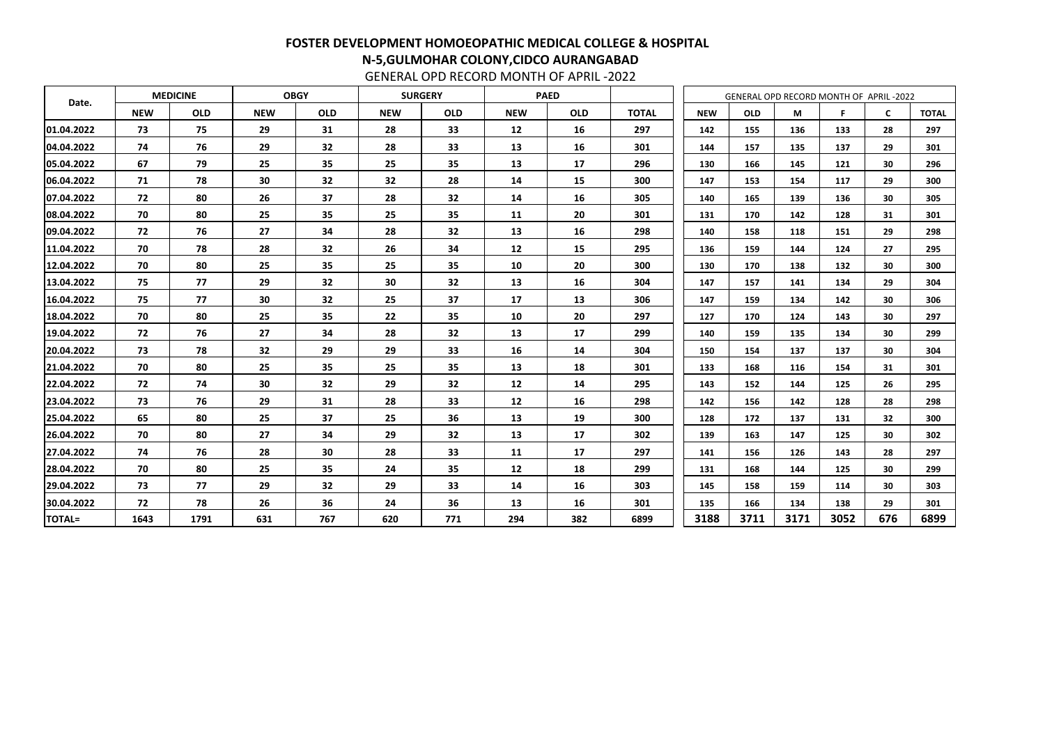# FOSTER DEVELOPMENT HOMOEOPATHIC MEDICAL COLLEGE & HOSPITAL

## N-5,GULMOHAR COLONY,CIDCO AURANGABAD

GENERAL OPD RECORD MONTH OF APRIL -2022

| Date. | MEDICINE | | OBGY | | SURGERY | | PAED | | | GENERAL OPD RECORD MONTH OF APRIL -2022 | | | | | |
|---|---|---|---|---|---|---|---|---|---|---|---|---|---|---|---|
| | NEW | OLD | NEW | OLD | NEW | OLD | NEW | OLD | TOTAL | NEW | OLD | M | F | C | TOTAL |
| 01.04.2022 | 73 | 75 | 29 | 31 | 28 | 33 | 12 | 16 | 297 | 142 | 155 | 136 | 133 | 28 | 297 |
| 04.04.2022 | 74 | 76 | 29 | 32 | 28 | 33 | 13 | 16 | 301 | 144 | 157 | 135 | 137 | 29 | 301 |
| 05.04.2022 | 67 | 79 | 25 | 35 | 25 | 35 | 13 | 17 | 296 | 130 | 166 | 145 | 121 | 30 | 296 |
| 06.04.2022 | 71 | 78 | 30 | 32 | 32 | 28 | 14 | 15 | 300 | 147 | 153 | 154 | 117 | 29 | 300 |
| 07.04.2022 | 72 | 80 | 26 | 37 | 28 | 32 | 14 | 16 | 305 | 140 | 165 | 139 | 136 | 30 | 305 |
| 08.04.2022 | 70 | 80 | 25 | 35 | 25 | 35 | 11 | 20 | 301 | 131 | 170 | 142 | 128 | 31 | 301 |
| 09.04.2022 | 72 | 76 | 27 | 34 | 28 | 32 | 13 | 16 | 298 | 140 | 158 | 118 | 151 | 29 | 298 |
| 11.04.2022 | 70 | 78 | 28 | 32 | 26 | 34 | 12 | 15 | 295 | 136 | 159 | 144 | 124 | 27 | 295 |
| 12.04.2022 | 70 | 80 | 25 | 35 | 25 | 35 | 10 | 20 | 300 | 130 | 170 | 138 | 132 | 30 | 300 |
| 13.04.2022 | 75 | 77 | 29 | 32 | 30 | 32 | 13 | 16 | 304 | 147 | 157 | 141 | 134 | 29 | 304 |
| 16.04.2022 | 75 | 77 | 30 | 32 | 25 | 37 | 17 | 13 | 306 | 147 | 159 | 134 | 142 | 30 | 306 |
| 18.04.2022 | 70 | 80 | 25 | 35 | 22 | 35 | 10 | 20 | 297 | 127 | 170 | 124 | 143 | 30 | 297 |
| 19.04.2022 | 72 | 76 | 27 | 34 | 28 | 32 | 13 | 17 | 299 | 140 | 159 | 135 | 134 | 30 | 299 |
| 20.04.2022 | 73 | 78 | 32 | 29 | 29 | 33 | 16 | 14 | 304 | 150 | 154 | 137 | 137 | 30 | 304 |
| 21.04.2022 | 70 | 80 | 25 | 35 | 25 | 35 | 13 | 18 | 301 | 133 | 168 | 116 | 154 | 31 | 301 |
| 22.04.2022 | 72 | 74 | 30 | 32 | 29 | 32 | 12 | 14 | 295 | 143 | 152 | 144 | 125 | 26 | 295 |
| 23.04.2022 | 73 | 76 | 29 | 31 | 28 | 33 | 12 | 16 | 298 | 142 | 156 | 142 | 128 | 28 | 298 |
| 25.04.2022 | 65 | 80 | 25 | 37 | 25 | 36 | 13 | 19 | 300 | 128 | 172 | 137 | 131 | 32 | 300 |
| 26.04.2022 | 70 | 80 | 27 | 34 | 29 | 32 | 13 | 17 | 302 | 139 | 163 | 147 | 125 | 30 | 302 |
| 27.04.2022 | 74 | 76 | 28 | 30 | 28 | 33 | 11 | 17 | 297 | 141 | 156 | 126 | 143 | 28 | 297 |
| 28.04.2022 | 70 | 80 | 25 | 35 | 24 | 35 | 12 | 18 | 299 | 131 | 168 | 144 | 125 | 30 | 299 |
| 29.04.2022 | 73 | 77 | 29 | 32 | 29 | 33 | 14 | 16 | 303 | 145 | 158 | 159 | 114 | 30 | 303 |
| 30.04.2022 | 72 | 78 | 26 | 36 | 24 | 36 | 13 | 16 | 301 | 135 | 166 | 134 | 138 | 29 | 301 |
| TOTAL= | 1643 | 1791 | 631 | 767 | 620 | 771 | 294 | 382 | 6899 | 3188 | 3711 | 3171 | 3052 | 676 | 6899 |